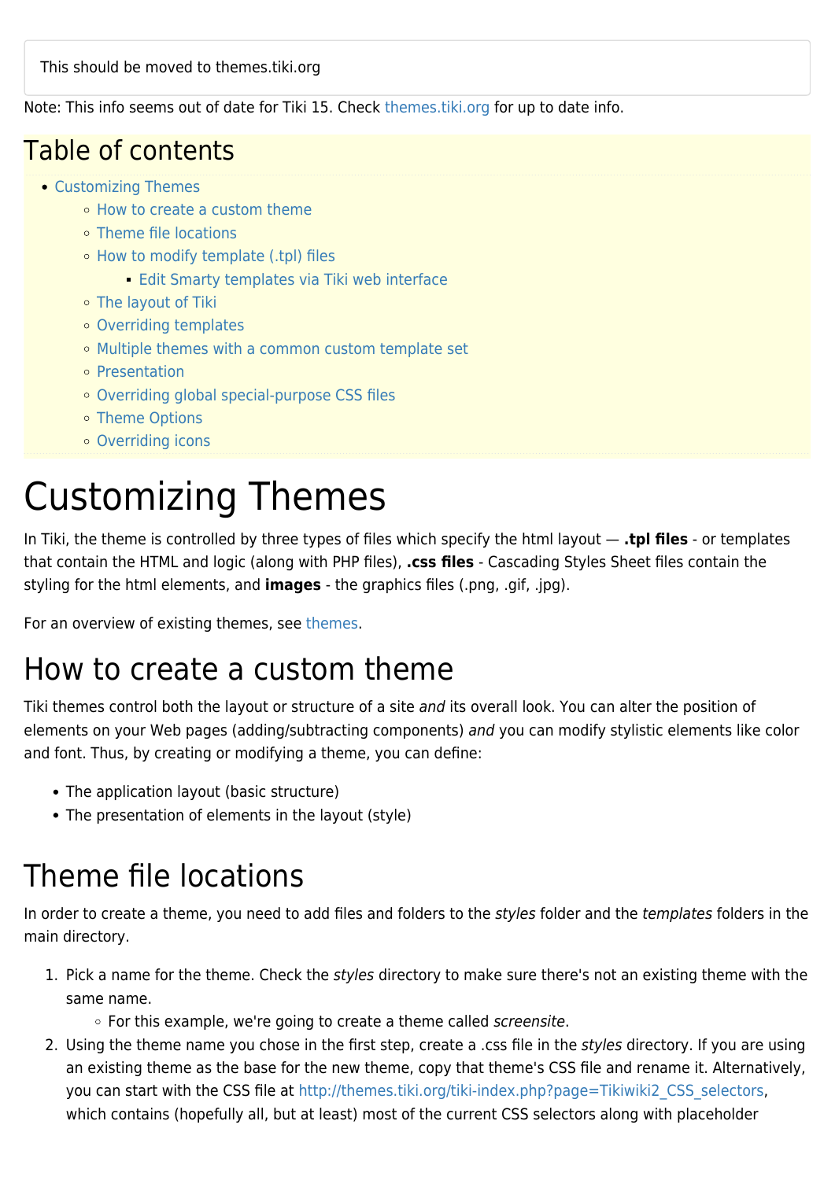This should be moved to themes.tiki.org

Note: This info seems out of date for Tiki 15. Check themes.tiki.org for up to date info.

## Table of contents

- Customizing Themes
  - How to create a custom theme
  - Theme file locations
  - How to modify template (.tpl) files
    - Edit Smarty templates via Tiki web interface
  - The layout of Tiki
  - Overriding templates
  - Multiple themes with a common custom template set
  - Presentation
  - Overriding global special-purpose CSS files
  - Theme Options
  - Overriding icons

# Customizing Themes

In Tiki, the theme is controlled by three types of files which specify the html layout — **.tpl files** - or templates that contain the HTML and logic (along with PHP files), **.css files** - Cascading Styles Sheet files contain the styling for the html elements, and **images** - the graphics files (.png, .gif, .jpg).

For an overview of existing themes, see themes.

## How to create a custom theme

Tiki themes control both the layout or structure of a site *and* its overall look. You can alter the position of elements on your Web pages (adding/subtracting components) *and* you can modify stylistic elements like color and font. Thus, by creating or modifying a theme, you can define:

- The application layout (basic structure)
- The presentation of elements in the layout (style)

## Theme file locations

In order to create a theme, you need to add files and folders to the *styles* folder and the *templates* folders in the main directory.

1. Pick a name for the theme. Check the *styles* directory to make sure there's not an existing theme with the same name.
   - For this example, we're going to create a theme called *screensite*.
2. Using the theme name you chose in the first step, create a .css file in the *styles* directory. If you are using an existing theme as the base for the new theme, copy that theme's CSS file and rename it. Alternatively, you can start with the CSS file at http://themes.tiki.org/tiki-index.php?page=Tikiwiki2_CSS_selectors, which contains (hopefully all, but at least) most of the current CSS selectors along with placeholder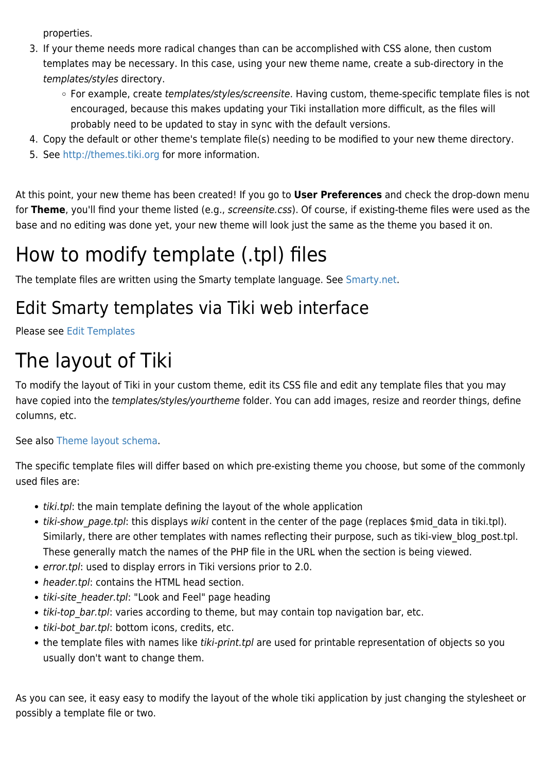properties.

3. If your theme needs more radical changes than can be accomplished with CSS alone, then custom templates may be necessary. In this case, using your new theme name, create a sub-directory in the *templates/styles* directory.
   - For example, create *templates/styles/screensite*. Having custom, theme-specific template files is not encouraged, because this makes updating your Tiki installation more difficult, as the files will probably need to be updated to stay in sync with the default versions.
4. Copy the default or other theme's template file(s) needing to be modified to your new theme directory.
5. See http://themes.tiki.org for more information.

At this point, your new theme has been created! If you go to **User Preferences** and check the drop-down menu for **Theme**, you'll find your theme listed (e.g., *screensite.css*). Of course, if existing-theme files were used as the base and no editing was done yet, your new theme will look just the same as the theme you based it on.

# How to modify template (.tpl) files

The template files are written using the Smarty template language. See Smarty.net.

## Edit Smarty templates via Tiki web interface

Please see Edit Templates

# The layout of Tiki

To modify the layout of Tiki in your custom theme, edit its CSS file and edit any template files that you may have copied into the *templates/styles/yourtheme* folder. You can add images, resize and reorder things, define columns, etc.

See also Theme layout schema.

The specific template files will differ based on which pre-existing theme you choose, but some of the commonly used files are:

- *tiki.tpl*: the main template defining the layout of the whole application
- *tiki-show_page.tpl*: this displays *wiki* content in the center of the page (replaces $mid_data in tiki.tpl). Similarly, there are other templates with names reflecting their purpose, such as tiki-view_blog_post.tpl. These generally match the names of the PHP file in the URL when the section is being viewed.
- *error.tpl*: used to display errors in Tiki versions prior to 2.0.
- *header.tpl*: contains the HTML head section.
- *tiki-site_header.tpl*: "Look and Feel" page heading
- *tiki-top_bar.tpl*: varies according to theme, but may contain top navigation bar, etc.
- *tiki-bot_bar.tpl*: bottom icons, credits, etc.
- the template files with names like *tiki-print.tpl* are used for printable representation of objects so you usually don't want to change them.

As you can see, it easy easy to modify the layout of the whole tiki application by just changing the stylesheet or possibly a template file or two.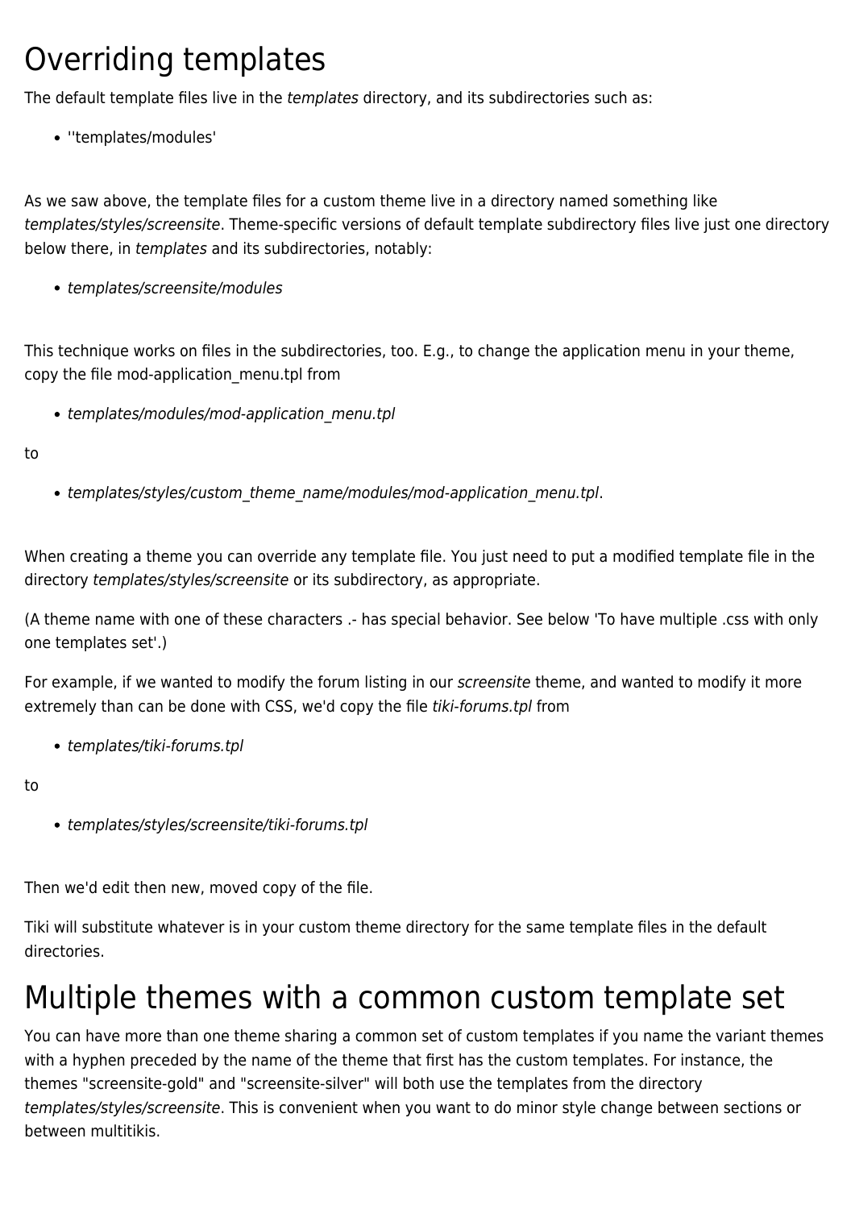# Overriding templates

The default template files live in the *templates* directory, and its subdirectories such as:

- ''templates/modules'

As we saw above, the template files for a custom theme live in a directory named something like *templates/styles/screensite*. Theme-specific versions of default template subdirectory files live just one directory below there, in *templates* and its subdirectories, notably:

- *templates/screensite/modules*

This technique works on files in the subdirectories, too. E.g., to change the application menu in your theme, copy the file mod-application_menu.tpl from

- *templates/modules/mod-application_menu.tpl*

to

- *templates/styles/custom_theme_name/modules/mod-application_menu.tpl*.

When creating a theme you can override any template file. You just need to put a modified template file in the directory *templates/styles/screensite* or its subdirectory, as appropriate.

(A theme name with one of these characters .- has special behavior. See below 'To have multiple .css with only one templates set'.)

For example, if we wanted to modify the forum listing in our *screensite* theme, and wanted to modify it more extremely than can be done with CSS, we'd copy the file *tiki-forums.tpl* from

- *templates/tiki-forums.tpl*

to

- *templates/styles/screensite/tiki-forums.tpl*

Then we'd edit then new, moved copy of the file.

Tiki will substitute whatever is in your custom theme directory for the same template files in the default directories.

# Multiple themes with a common custom template set

You can have more than one theme sharing a common set of custom templates if you name the variant themes with a hyphen preceded by the name of the theme that first has the custom templates. For instance, the themes "screensite-gold" and "screensite-silver" will both use the templates from the directory *templates/styles/screensite*. This is convenient when you want to do minor style change between sections or between multitikis.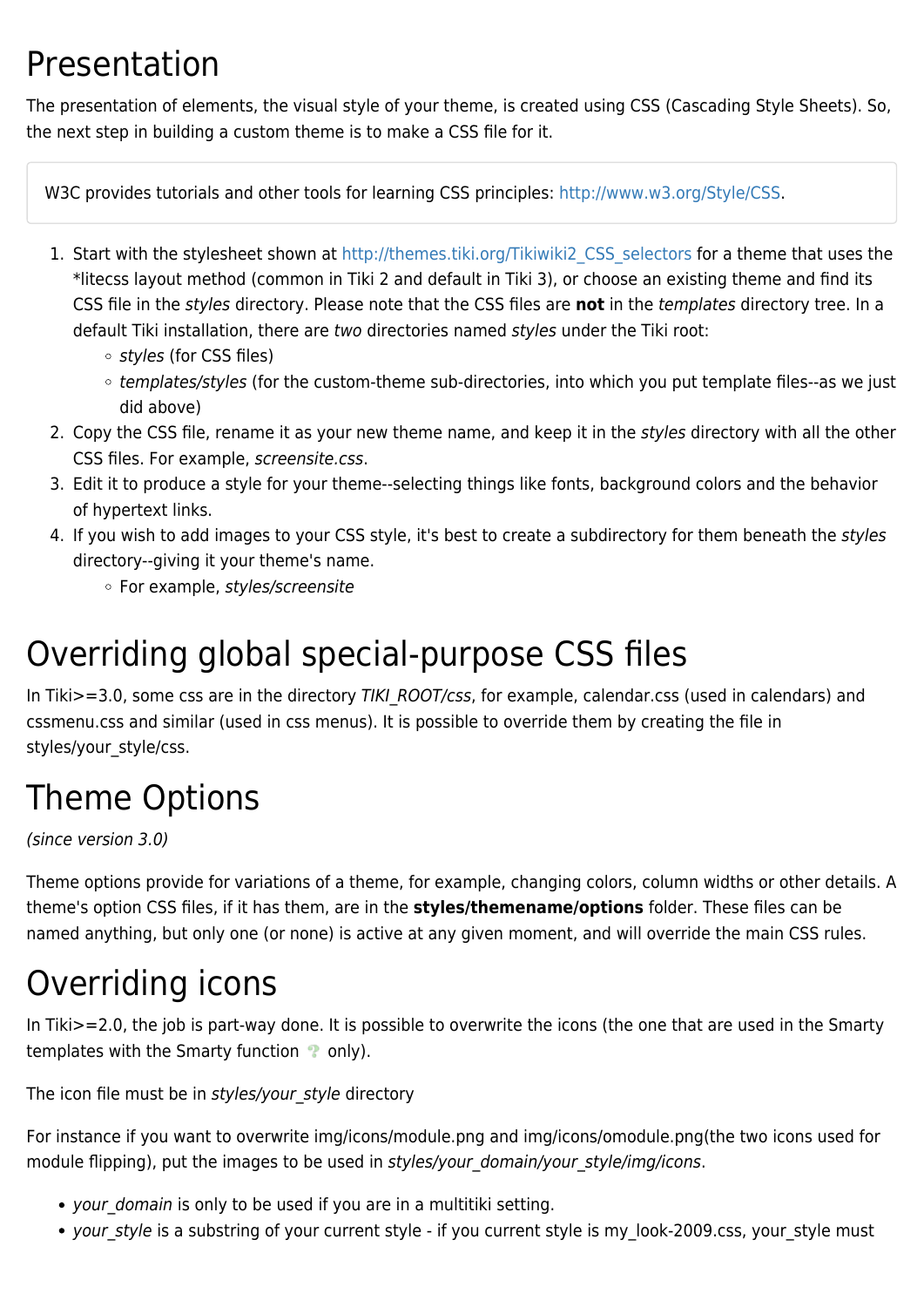# Presentation

The presentation of elements, the visual style of your theme, is created using CSS (Cascading Style Sheets). So, the next step in building a custom theme is to make a CSS file for it.

W3C provides tutorials and other tools for learning CSS principles: http://www.w3.org/Style/CSS.

1. Start with the stylesheet shown at http://themes.tiki.org/Tikiwiki2_CSS_selectors for a theme that uses the *litecss layout method (common in Tiki 2 and default in Tiki 3), or choose an existing theme and find its CSS file in the *styles* directory. Please note that the CSS files are **not** in the *templates* directory tree. In a default Tiki installation, there are *two* directories named *styles* under the Tiki root:
   - *styles* (for CSS files)
   - *templates/styles* (for the custom-theme sub-directories, into which you put template files--as we just did above)
2. Copy the CSS file, rename it as your new theme name, and keep it in the *styles* directory with all the other CSS files. For example, *screensite.css*.
3. Edit it to produce a style for your theme--selecting things like fonts, background colors and the behavior of hypertext links.
4. If you wish to add images to your CSS style, it's best to create a subdirectory for them beneath the *styles* directory--giving it your theme's name.
   - For example, *styles/screensite*

# Overriding global special-purpose CSS files

In Tiki>=3.0, some css are in the directory *TIKI_ROOT/css*, for example, calendar.css (used in calendars) and cssmenu.css and similar (used in css menus). It is possible to override them by creating the file in styles/your_style/css.

# Theme Options

*(since version 3.0)*

Theme options provide for variations of a theme, for example, changing colors, column widths or other details. A theme's option CSS files, if it has them, are in the **styles/themename/options** folder. These files can be named anything, but only one (or none) is active at any given moment, and will override the main CSS rules.

# Overriding icons

In Tiki>=2.0, the job is part-way done. It is possible to overwrite the icons (the one that are used in the Smarty templates with the Smarty function ? only).

The icon file must be in *styles/your_style* directory

For instance if you want to overwrite img/icons/module.png and img/icons/omodule.png(the two icons used for module flipping), put the images to be used in *styles/your_domain/your_style/img/icons*.

- *your_domain* is only to be used if you are in a multitiki setting.
- *your_style* is a substring of your current style - if you current style is my_look-2009.css, your_style must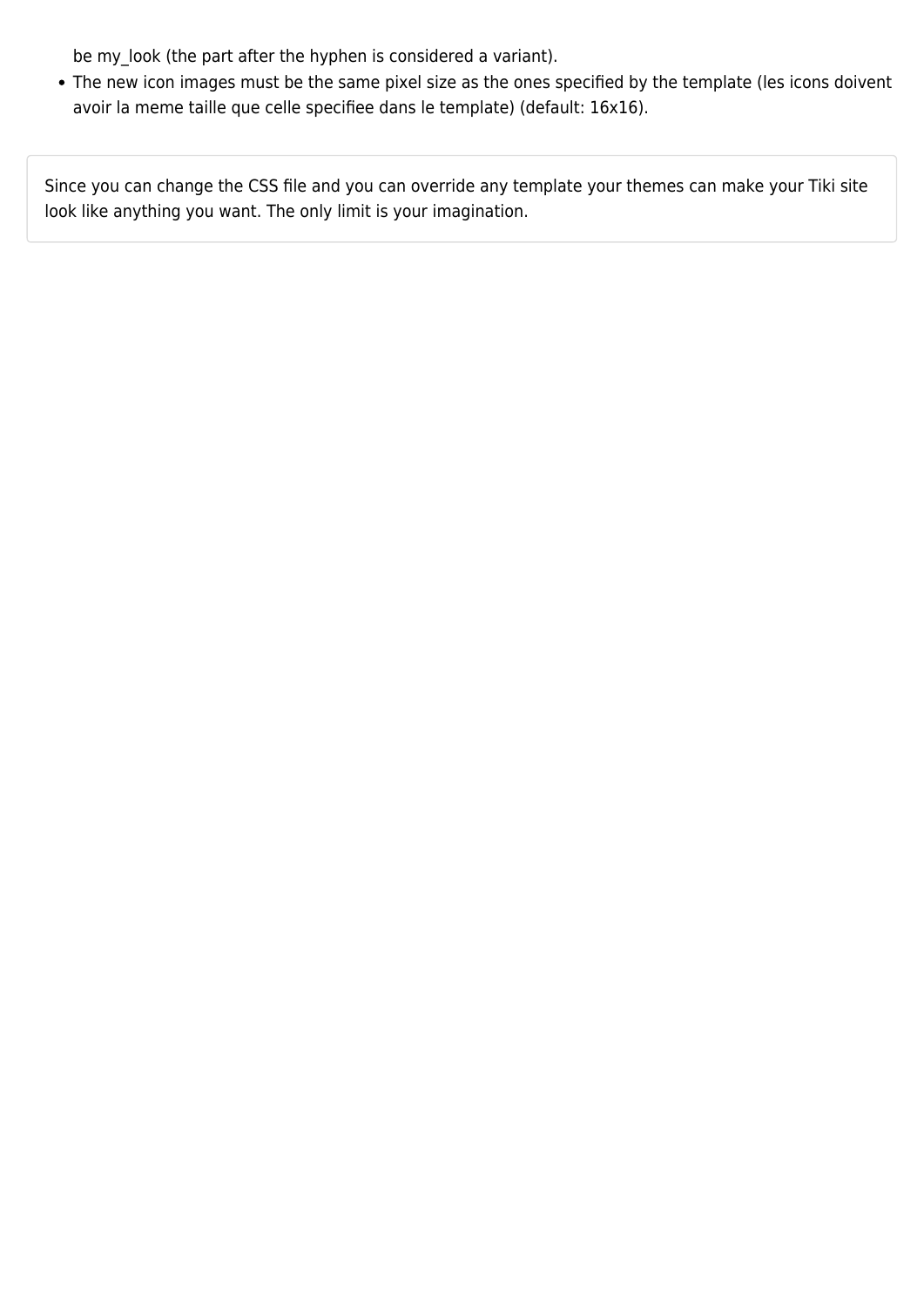be my_look (the part after the hyphen is considered a variant).

- The new icon images must be the same pixel size as the ones specified by the template (les icons doivent avoir la meme taille que celle specifiee dans le template) (default: 16x16).

> Since you can change the CSS file and you can override any template your themes can make your Tiki site look like anything you want. The only limit is your imagination.